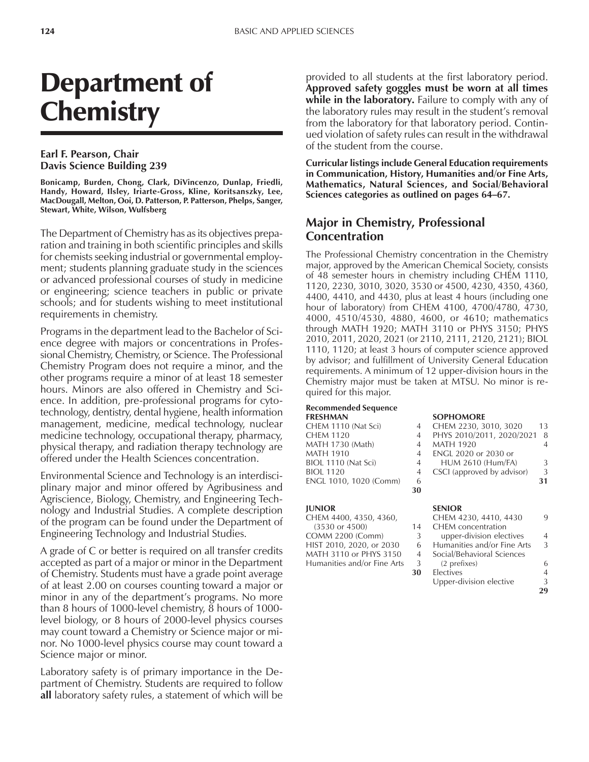# Department of Chemistry

**Earl F. Pearson, Chair**
**Davis Science Building 239**

**Bonicamp, Burden, Chong, Clark, DiVincenzo, Dunlap, Friedli, Handy, Howard, Ilsley, Iriarte-Gross, Kline, Koritsanszky, Lee, MacDougall, Melton, Ooi, D. Patterson, P. Patterson, Phelps, Sanger, Stewart, White, Wilson, Wulfsberg**

The Department of Chemistry has as its objectives preparation and training in both scientific principles and skills for chemists seeking industrial or governmental employment; students planning graduate study in the sciences or advanced professional courses of study in medicine or engineering; science teachers in public or private schools; and for students wishing to meet institutional requirements in chemistry.

Programs in the department lead to the Bachelor of Science degree with majors or concentrations in Professional Chemistry, Chemistry, or Science. The Professional Chemistry Program does not require a minor, and the other programs require a minor of at least 18 semester hours. Minors are also offered in Chemistry and Science. In addition, pre-professional programs for cytotechnology, dentistry, dental hygiene, health information management, medicine, medical technology, nuclear medicine technology, occupational therapy, pharmacy, physical therapy, and radiation therapy technology are offered under the Health Sciences concentration.

Environmental Science and Technology is an interdisciplinary major and minor offered by Agribusiness and Agriscience, Biology, Chemistry, and Engineering Technology and Industrial Studies. A complete description of the program can be found under the Department of Engineering Technology and Industrial Studies.

A grade of C or better is required on all transfer credits accepted as part of a major or minor in the Department of Chemistry. Students must have a grade point average of at least 2.00 on courses counting toward a major or minor in any of the department's programs. No more than 8 hours of 1000-level chemistry, 8 hours of 1000-level biology, or 8 hours of 2000-level physics courses may count toward a Chemistry or Science major or minor. No 1000-level physics course may count toward a Science major or minor.

Laboratory safety is of primary importance in the Department of Chemistry. Students are required to follow **all** laboratory safety rules, a statement of which will be provided to all students at the first laboratory period. **Approved safety goggles must be worn at all times while in the laboratory.** Failure to comply with any of the laboratory rules may result in the student's removal from the laboratory for that laboratory period. Continued violation of safety rules can result in the withdrawal of the student from the course.

**Curricular listings include General Education requirements in Communication, History, Humanities and/or Fine Arts, Mathematics, Natural Sciences, and Social/Behavioral Sciences categories as outlined on pages 64–67.**

## Major in Chemistry, Professional Concentration

The Professional Chemistry concentration in the Chemistry major, approved by the American Chemical Society, consists of 48 semester hours in chemistry including CHEM 1110, 1120, 2230, 3010, 3020, 3530 or 4500, 4230, 4350, 4360, 4400, 4410, and 4430, plus at least 4 hours (including one hour of laboratory) from CHEM 4100, 4700/4780, 4730, 4000, 4510/4530, 4880, 4600, or 4610; mathematics through MATH 1920; MATH 3110 or PHYS 3150; PHYS 2010, 2011, 2020, 2021 (or 2110, 2111, 2120, 2121); BIOL 1110, 1120; at least 3 hours of computer science approved by advisor; and fulfillment of University General Education requirements. A minimum of 12 upper-division hours in the Chemistry major must be taken at MTSU. No minor is required for this major.

**Recommended Sequence**

| FRESHMAN | | SOPHOMORE | |
|---|---|---|---|
| CHEM 1110 (Nat Sci) | 4 | CHEM 2230, 3010, 3020 | 13 |
| CHEM 1120 | 4 | PHYS 2010/2011, 2020/2021 | 8 |
| MATH 1730 (Math) | 4 | MATH 1920 | 4 |
| MATH 1910 | 4 | ENGL 2020 or 2030 or HUM 2610 (Hum/FA) | 3 |
| BIOL 1110 (Nat Sci) | 4 | CSCI (approved by advisor) | 3 |
| BIOL 1120 | 4 | | **31** |
| ENGL 1010, 1020 (Comm) | 6 | | |
| | **30** | | |

| JUNIOR | | SENIOR | |
|---|---|---|---|
| CHEM 4400, 4350, 4360, (3530 or 4500) | 14 | CHEM 4230, 4410, 4430 | 9 |
| COMM 2200 (Comm) | 3 | CHEM concentration upper-division electives | 4 |
| HIST 2010, 2020, or 2030 | 6 | Humanities and/or Fine Arts | 3 |
| MATH 3110 or PHYS 3150 | 4 | Social/Behavioral Sciences (2 prefixes) | 6 |
| Humanities and/or Fine Arts | 3 | Electives | 4 |
| | **30** | Upper-division elective | 3 |
| | | | **29** |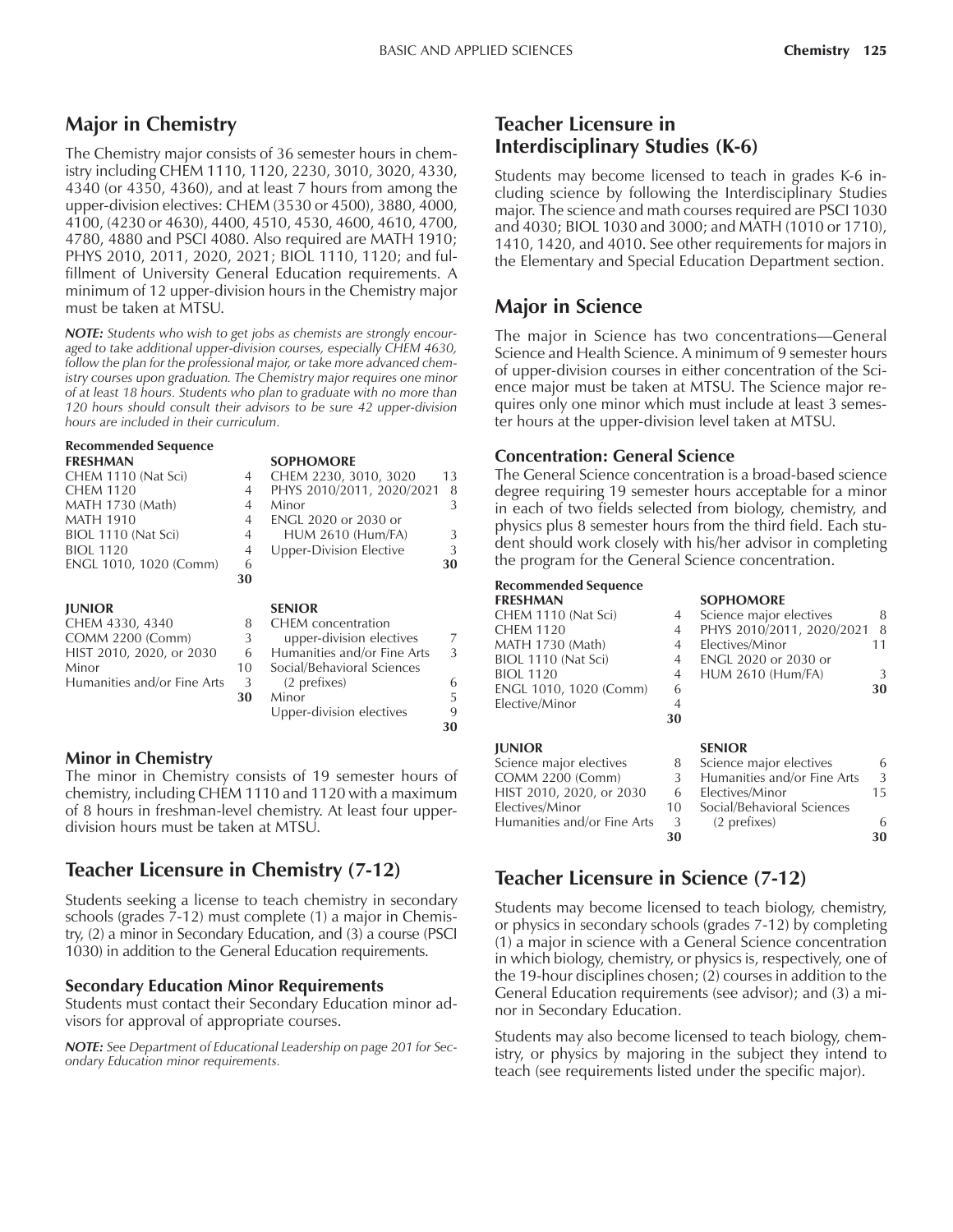## Major in Chemistry

The Chemistry major consists of 36 semester hours in chemistry including CHEM 1110, 1120, 2230, 3010, 3020, 4330, 4340 (or 4350, 4360), and at least 7 hours from among the upper-division electives: CHEM (3530 or 4500), 3880, 4000, 4100, (4230 or 4630), 4400, 4510, 4530, 4600, 4610, 4700, 4780, 4880 and PSCI 4080. Also required are MATH 1910; PHYS 2010, 2011, 2020, 2021; BIOL 1110, 1120; and fulfillment of University General Education requirements. A minimum of 12 upper-division hours in the Chemistry major must be taken at MTSU.

***NOTE:*** *Students who wish to get jobs as chemists are strongly encouraged to take additional upper-division courses, especially CHEM 4630, follow the plan for the professional major, or take more advanced chemistry courses upon graduation. The Chemistry major requires one minor of at least 18 hours. Students who plan to graduate with no more than 120 hours should consult their advisors to be sure 42 upper-division hours are included in their curriculum.*

**Recommended Sequence**

| **FRESHMAN** | | **SOPHOMORE** | |
|---|---|---|---|
| CHEM 1110 (Nat Sci) | 4 | CHEM 2230, 3010, 3020 | 13 |
| CHEM 1120 | 4 | PHYS 2010/2011, 2020/2021 | 8 |
| MATH 1730 (Math) | 4 | Minor | 3 |
| MATH 1910 | 4 | ENGL 2020 or 2030 or HUM 2610 (Hum/FA) | 3 |
| BIOL 1110 (Nat Sci) | 4 | Upper-Division Elective | 3 |
| BIOL 1120 | 4 | | **30** |
| ENGL 1010, 1020 (Comm) | 6 | | |
| | **30** | | |

| **JUNIOR** | | **SENIOR** | |
|---|---|---|---|
| CHEM 4330, 4340 | 8 | CHEM concentration upper-division electives | 7 |
| COMM 2200 (Comm) | 3 | Humanities and/or Fine Arts | 3 |
| HIST 2010, 2020, or 2030 | 6 | Social/Behavioral Sciences (2 prefixes) | 6 |
| Minor | 10 | Minor | 5 |
| Humanities and/or Fine Arts | 3 | Upper-division electives | 9 |
| | **30** | | **30** |

### Minor in Chemistry

The minor in Chemistry consists of 19 semester hours of chemistry, including CHEM 1110 and 1120 with a maximum of 8 hours in freshman-level chemistry. At least four upper-division hours must be taken at MTSU.

## Teacher Licensure in Chemistry (7-12)

Students seeking a license to teach chemistry in secondary schools (grades 7-12) must complete (1) a major in Chemistry, (2) a minor in Secondary Education, and (3) a course (PSCI 1030) in addition to the General Education requirements.

### Secondary Education Minor Requirements

Students must contact their Secondary Education minor advisors for approval of appropriate courses.

***NOTE:*** *See Department of Educational Leadership on page 201 for Secondary Education minor requirements.*

## Teacher Licensure in Interdisciplinary Studies (K-6)

Students may become licensed to teach in grades K-6 including science by following the Interdisciplinary Studies major. The science and math courses required are PSCI 1030 and 4030; BIOL 1030 and 3000; and MATH (1010 or 1710), 1410, 1420, and 4010. See other requirements for majors in the Elementary and Special Education Department section.

## Major in Science

The major in Science has two concentrations—General Science and Health Science. A minimum of 9 semester hours of upper-division courses in either concentration of the Science major must be taken at MTSU. The Science major requires only one minor which must include at least 3 semester hours at the upper-division level taken at MTSU.

### Concentration: General Science

The General Science concentration is a broad-based science degree requiring 19 semester hours acceptable for a minor in each of two fields selected from biology, chemistry, and physics plus 8 semester hours from the third field. Each student should work closely with his/her advisor in completing the program for the General Science concentration.

**Recommended Sequence**

| **FRESHMAN** | | **SOPHOMORE** | |
|---|---|---|---|
| CHEM 1110 (Nat Sci) | 4 | Science major electives | 8 |
| CHEM 1120 | 4 | PHYS 2010/2011, 2020/2021 | 8 |
| MATH 1730 (Math) | 4 | Electives/Minor | 11 |
| BIOL 1110 (Nat Sci) | 4 | ENGL 2020 or 2030 or HUM 2610 (Hum/FA) | 3 |
| BIOL 1120 | 4 | | **30** |
| ENGL 1010, 1020 (Comm) | 6 | | |
| Elective/Minor | 4 | | |
| | **30** | | |

| **JUNIOR** | | **SENIOR** | |
|---|---|---|---|
| Science major electives | 8 | Science major electives | 6 |
| COMM 2200 (Comm) | 3 | Humanities and/or Fine Arts | 3 |
| HIST 2010, 2020, or 2030 | 6 | Electives/Minor | 15 |
| Electives/Minor | 10 | Social/Behavioral Sciences (2 prefixes) | 6 |
| Humanities and/or Fine Arts | 3 | | |
| | **30** | | **30** |

## Teacher Licensure in Science (7-12)

Students may become licensed to teach biology, chemistry, or physics in secondary schools (grades 7-12) by completing (1) a major in science with a General Science concentration in which biology, chemistry, or physics is, respectively, one of the 19-hour disciplines chosen; (2) courses in addition to the General Education requirements (see advisor); and (3) a minor in Secondary Education.

Students may also become licensed to teach biology, chemistry, or physics by majoring in the subject they intend to teach (see requirements listed under the specific major).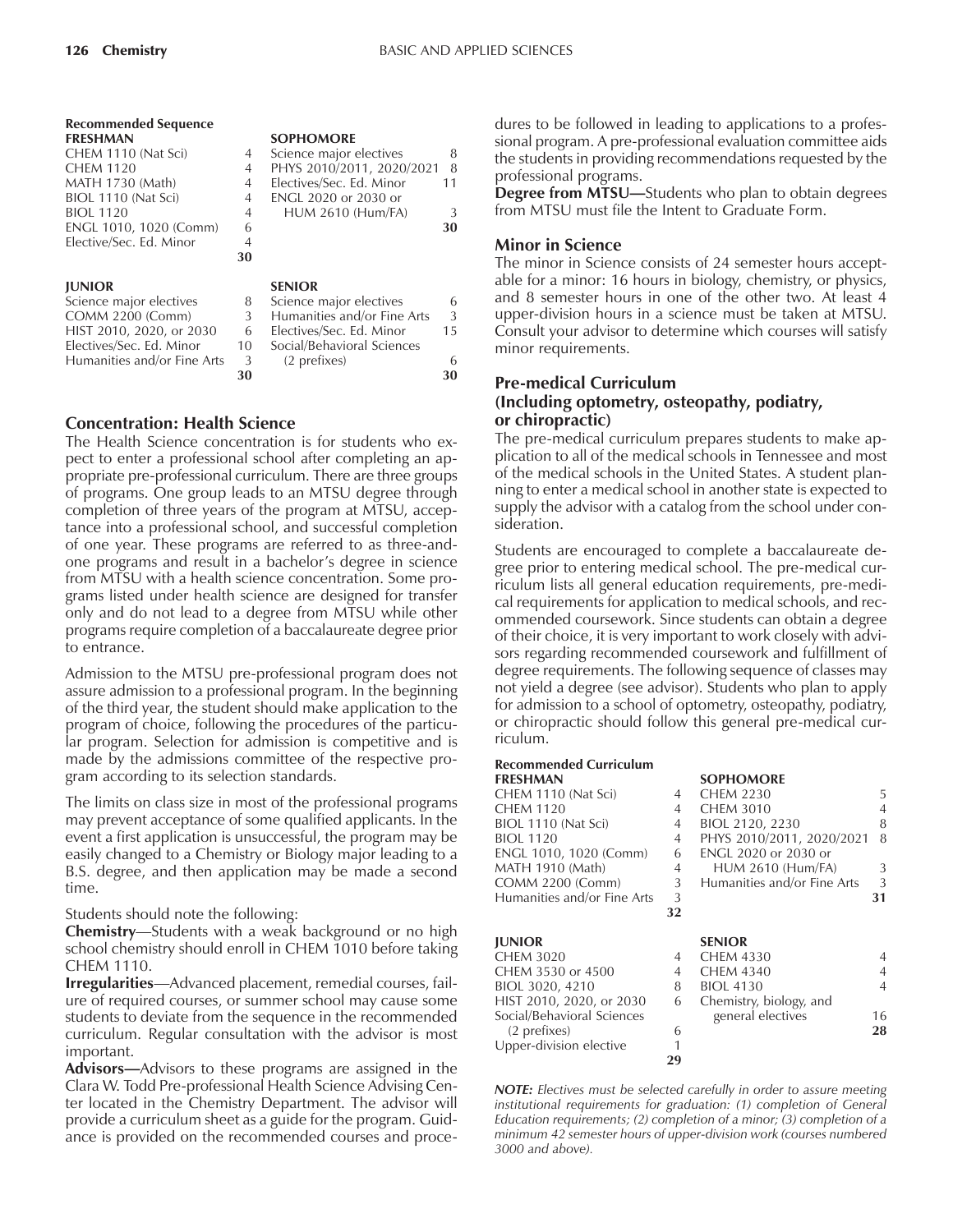**Recommended Sequence**

| FRESHMAN | | SOPHOMORE | |
|---|---|---|---|
| CHEM 1110 (Nat Sci) | 4 | Science major electives | 8 |
| CHEM 1120 | 4 | PHYS 2010/2011, 2020/2021 | 8 |
| MATH 1730 (Math) | 4 | Electives/Sec. Ed. Minor | 11 |
| BIOL 1110 (Nat Sci) | 4 | ENGL 2020 or 2030 or HUM 2610 (Hum/FA) | 3 |
| BIOL 1120 | 4 | | **30** |
| ENGL 1010, 1020 (Comm) | 6 | | |
| Elective/Sec. Ed. Minor | 4 | | |
| | **30** | | |

| JUNIOR | | SENIOR | |
|---|---|---|---|
| Science major electives | 8 | Science major electives | 6 |
| COMM 2200 (Comm) | 3 | Humanities and/or Fine Arts | 3 |
| HIST 2010, 2020, or 2030 | 6 | Electives/Sec. Ed. Minor | 15 |
| Electives/Sec. Ed. Minor | 10 | Social/Behavioral Sciences (2 prefixes) | 6 |
| Humanities and/or Fine Arts | 3 | | |
| | **30** | | **30** |

## Concentration: Health Science

The Health Science concentration is for students who expect to enter a professional school after completing an appropriate pre-professional curriculum. There are three groups of programs. One group leads to an MTSU degree through completion of three years of the program at MTSU, acceptance into a professional school, and successful completion of one year. These programs are referred to as three-and-one programs and result in a bachelor's degree in science from MTSU with a health science concentration. Some programs listed under health science are designed for transfer only and do not lead to a degree from MTSU while other programs require completion of a baccalaureate degree prior to entrance.

Admission to the MTSU pre-professional program does not assure admission to a professional program. In the beginning of the third year, the student should make application to the program of choice, following the procedures of the particular program. Selection for admission is competitive and is made by the admissions committee of the respective program according to its selection standards.

The limits on class size in most of the professional programs may prevent acceptance of some qualified applicants. In the event a first application is unsuccessful, the program may be easily changed to a Chemistry or Biology major leading to a B.S. degree, and then application may be made a second time.

Students should note the following:

**Chemistry**—Students with a weak background or no high school chemistry should enroll in CHEM 1010 before taking CHEM 1110.

**Irregularities**—Advanced placement, remedial courses, failure of required courses, or summer school may cause some students to deviate from the sequence in the recommended curriculum. Regular consultation with the advisor is most important.

**Advisors—**Advisors to these programs are assigned in the Clara W. Todd Pre-professional Health Science Advising Center located in the Chemistry Department. The advisor will provide a curriculum sheet as a guide for the program. Guidance is provided on the recommended courses and procedures to be followed in leading to applications to a professional program. A pre-professional evaluation committee aids the students in providing recommendations requested by the professional programs.

**Degree from MTSU—**Students who plan to obtain degrees from MTSU must file the Intent to Graduate Form.

## Minor in Science

The minor in Science consists of 24 semester hours acceptable for a minor: 16 hours in biology, chemistry, or physics, and 8 semester hours in one of the other two. At least 4 upper-division hours in a science must be taken at MTSU. Consult your advisor to determine which courses will satisfy minor requirements.

## Pre-medical Curriculum (Including optometry, osteopathy, podiatry, or chiropractic)

The pre-medical curriculum prepares students to make application to all of the medical schools in Tennessee and most of the medical schools in the United States. A student planning to enter a medical school in another state is expected to supply the advisor with a catalog from the school under consideration.

Students are encouraged to complete a baccalaureate degree prior to entering medical school. The pre-medical curriculum lists all general education requirements, pre-medical requirements for application to medical schools, and recommended coursework. Since students can obtain a degree of their choice, it is very important to work closely with advisors regarding recommended coursework and fulfillment of degree requirements. The following sequence of classes may not yield a degree (see advisor). Students who plan to apply for admission to a school of optometry, osteopathy, podiatry, or chiropractic should follow this general pre-medical curriculum.

**Recommended Curriculum**

| FRESHMAN | | SOPHOMORE | |
|---|---|---|---|
| CHEM 1110 (Nat Sci) | 4 | CHEM 2230 | 5 |
| CHEM 1120 | 4 | CHEM 3010 | 4 |
| BIOL 1110 (Nat Sci) | 4 | BIOL 2120, 2230 | 8 |
| BIOL 1120 | 4 | PHYS 2010/2011, 2020/2021 | 8 |
| ENGL 1010, 1020 (Comm) | 6 | ENGL 2020 or 2030 or HUM 2610 (Hum/FA) | 3 |
| MATH 1910 (Math) | 4 | Humanities and/or Fine Arts | 3 |
| COMM 2200 (Comm) | 3 | | **31** |
| Humanities and/or Fine Arts | 3 | | |
| | **32** | | |

| JUNIOR | | SENIOR | |
|---|---|---|---|
| CHEM 3020 | 4 | CHEM 4330 | 4 |
| CHEM 3530 or 4500 | 4 | CHEM 4340 | 4 |
| BIOL 3020, 4210 | 8 | BIOL 4130 | 4 |
| HIST 2010, 2020, or 2030 | 6 | Chemistry, biology, and general electives | 16 |
| Social/Behavioral Sciences (2 prefixes) | 6 | | **28** |
| Upper-division elective | 1 | | |
| | **29** | | |

***NOTE:*** *Electives must be selected carefully in order to assure meeting institutional requirements for graduation: (1) completion of General Education requirements; (2) completion of a minor; (3) completion of a minimum 42 semester hours of upper-division work (courses numbered 3000 and above).*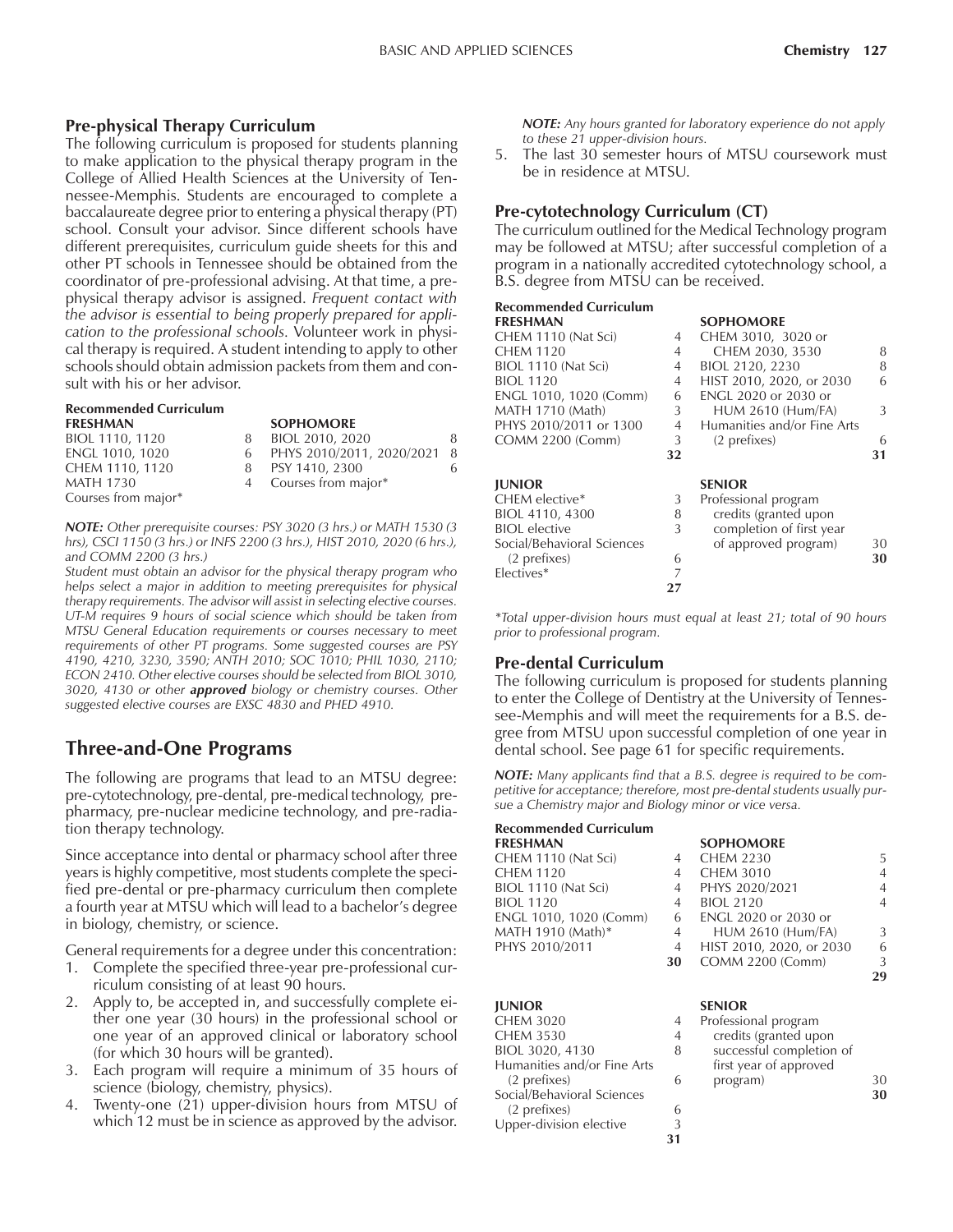## Pre-physical Therapy Curriculum

The following curriculum is proposed for students planning to make application to the physical therapy program in the College of Allied Health Sciences at the University of Tennessee-Memphis. Students are encouraged to complete a baccalaureate degree prior to entering a physical therapy (PT) school. Consult your advisor. Since different schools have different prerequisites, curriculum guide sheets for this and other PT schools in Tennessee should be obtained from the coordinator of pre-professional advising. At that time, a pre-physical therapy advisor is assigned. *Frequent contact with the advisor is essential to being properly prepared for application to the professional schools.* Volunteer work in physical therapy is required. A student intending to apply to other schools should obtain admission packets from them and consult with his or her advisor.

**Recommended Curriculum**

| FRESHMAN | | SOPHOMORE | |
|---|---|---|---|
| BIOL 1110, 1120 | 8 | BIOL 2010, 2020 | 8 |
| ENGL 1010, 1020 | 6 | PHYS 2010/2011, 2020/2021 | 8 |
| CHEM 1110, 1120 | 8 | PSY 1410, 2300 | 6 |
| MATH 1730 | 4 | Courses from major* | |
| Courses from major* | | | |

*NOTE: Other prerequisite courses: PSY 3020 (3 hrs.) or MATH 1530 (3 hrs), CSCI 1150 (3 hrs.) or INFS 2200 (3 hrs.), HIST 2010, 2020 (6 hrs.), and COMM 2200 (3 hrs.)*

*Student must obtain an advisor for the physical therapy program who helps select a major in addition to meeting prerequisites for physical therapy requirements. The advisor will assist in selecting elective courses. UT-M requires 9 hours of social science which should be taken from MTSU General Education requirements or courses necessary to meet requirements of other PT programs. Some suggested courses are PSY 4190, 4210, 3230, 3590; ANTH 2010; SOC 1010; PHIL 1030, 2110; ECON 2410. Other elective courses should be selected from BIOL 3010, 3020, 4130 or other **approved** biology or chemistry courses. Other suggested elective courses are EXSC 4830 and PHED 4910.*

# Three-and-One Programs

The following are programs that lead to an MTSU degree: pre-cytotechnology, pre-dental, pre-medical technology, pre-pharmacy, pre-nuclear medicine technology, and pre-radiation therapy technology.

Since acceptance into dental or pharmacy school after three years is highly competitive, most students complete the specified pre-dental or pre-pharmacy curriculum then complete a fourth year at MTSU which will lead to a bachelor's degree in biology, chemistry, or science.

General requirements for a degree under this concentration:

1. Complete the specified three-year pre-professional curriculum consisting of at least 90 hours.
2. Apply to, be accepted in, and successfully complete either one year (30 hours) in the professional school or one year of an approved clinical or laboratory school (for which 30 hours will be granted).
3. Each program will require a minimum of 35 hours of science (biology, chemistry, physics).
4. Twenty-one (21) upper-division hours from MTSU of which 12 must be in science as approved by the advisor.

   *NOTE: Any hours granted for laboratory experience do not apply to these 21 upper-division hours.*
5. The last 30 semester hours of MTSU coursework must be in residence at MTSU.

## Pre-cytotechnology Curriculum (CT)

The curriculum outlined for the Medical Technology program may be followed at MTSU; after successful completion of a program in a nationally accredited cytotechnology school, a B.S. degree from MTSU can be received.

**Recommended Curriculum**

| FRESHMAN | | SOPHOMORE | |
|---|---|---|---|
| CHEM 1110 (Nat Sci) | 4 | CHEM 3010, 3020 or CHEM 2030, 3530 | 8 |
| CHEM 1120 | 4 | BIOL 2120, 2230 | 8 |
| BIOL 1110 (Nat Sci) | 4 | HIST 2010, 2020, or 2030 | 6 |
| BIOL 1120 | 4 | ENGL 2020 or 2030 or HUM 2610 (Hum/FA) | 3 |
| ENGL 1010, 1020 (Comm) | 6 | Humanities and/or Fine Arts (2 prefixes) | 6 |
| MATH 1710 (Math) | 3 | | |
| PHYS 2010/2011 or 1300 | 4 | | |
| COMM 2200 (Comm) | 3 | | |
| | **32** | | **31** |

| JUNIOR | | SENIOR | |
|---|---|---|---|
| CHEM elective* | 3 | Professional program credits (granted upon completion of first year of approved program) | 30 |
| BIOL 4110, 4300 | 8 | | |
| BIOL elective | 3 | | |
| Social/Behavioral Sciences (2 prefixes) | 6 | | |
| Electives* | 7 | | |
| | **27** | | **30** |

*\*Total upper-division hours must equal at least 21; total of 90 hours prior to professional program.*

## Pre-dental Curriculum

The following curriculum is proposed for students planning to enter the College of Dentistry at the University of Tennessee-Memphis and will meet the requirements for a B.S. degree from MTSU upon successful completion of one year in dental school. See page 61 for specific requirements.

***NOTE:** Many applicants find that a B.S. degree is required to be competitive for acceptance; therefore, most pre-dental students usually pursue a Chemistry major and Biology minor or vice versa.*

**Recommended Curriculum**

| FRESHMAN | | SOPHOMORE | |
|---|---|---|---|
| CHEM 1110 (Nat Sci) | 4 | CHEM 2230 | 5 |
| CHEM 1120 | 4 | CHEM 3010 | 4 |
| BIOL 1110 (Nat Sci) | 4 | PHYS 2020/2021 | 4 |
| BIOL 1120 | 4 | BIOL 2120 | 4 |
| ENGL 1010, 1020 (Comm) | 6 | ENGL 2020 or 2030 or HUM 2610 (Hum/FA) | 3 |
| MATH 1910 (Math)* | 4 | HIST 2010, 2020, or 2030 | 6 |
| PHYS 2010/2011 | 4 | COMM 2200 (Comm) | 3 |
| | **30** | | **29** |

| JUNIOR | | SENIOR | |
|---|---|---|---|
| CHEM 3020 | 4 | Professional program credits (granted upon successful completion of first year of approved program) | 30 |
| CHEM 3530 | 4 | | |
| BIOL 3020, 4130 | 8 | | |
| Humanities and/or Fine Arts (2 prefixes) | 6 | | |
| Social/Behavioral Sciences (2 prefixes) | 6 | | |
| Upper-division elective | 3 | | |
| | **31** | | **30** |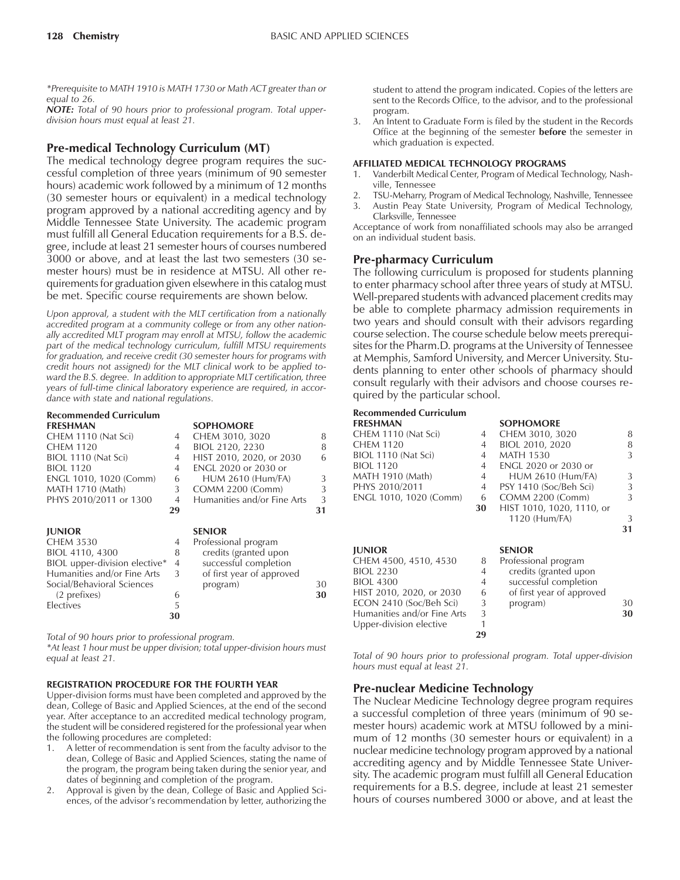*Prerequisite to MATH 1910 is MATH 1730 or Math ACT greater than or equal to 26.

***NOTE:*** *Total of 90 hours prior to professional program. Total upper-division hours must equal at least 21.*

## Pre-medical Technology Curriculum (MT)

The medical technology degree program requires the successful completion of three years (minimum of 90 semester hours) academic work followed by a minimum of 12 months (30 semester hours or equivalent) in a medical technology program approved by a national accrediting agency and by Middle Tennessee State University. The academic program must fulfill all General Education requirements for a B.S. degree, include at least 21 semester hours of courses numbered 3000 or above, and at least the last two semesters (30 semester hours) must be in residence at MTSU. All other requirements for graduation given elsewhere in this catalog must be met. Specific course requirements are shown below.

*Upon approval, a student with the MLT certification from a nationally accredited program at a community college or from any other nationally accredited MLT program may enroll at MTSU, follow the academic part of the medical technology curriculum, fulfill MTSU requirements for graduation, and receive credit (30 semester hours for programs with credit hours not assigned) for the MLT clinical work to be applied toward the B.S. degree. In addition to appropriate MLT certification, three years of full-time clinical laboratory experience are required, in accordance with state and national regulations.*

**Recommended Curriculum**

| FRESHMAN | | SOPHOMORE | |
|---|---|---|---|
| CHEM 1110 (Nat Sci) | 4 | CHEM 3010, 3020 | 8 |
| CHEM 1120 | 4 | BIOL 2120, 2230 | 8 |
| BIOL 1110 (Nat Sci) | 4 | HIST 2010, 2020, or 2030 | 6 |
| BIOL 1120 | 4 | ENGL 2020 or 2030 or HUM 2610 (Hum/FA) | 3 |
| ENGL 1010, 1020 (Comm) | 6 | COMM 2200 (Comm) | 3 |
| MATH 1710 (Math) | 3 | Humanities and/or Fine Arts | 3 |
| PHYS 2010/2011 or 1300 | 4 | | |
| | **29** | | **31** |

| JUNIOR | | SENIOR | |
|---|---|---|---|
| CHEM 3530 | 4 | Professional program credits (granted upon successful completion of first year of approved program) | 30 |
| BIOL 4110, 4300 | 8 | | |
| BIOL upper-division elective* | 4 | | |
| Humanities and/or Fine Arts | 3 | | |
| Social/Behavioral Sciences (2 prefixes) | 6 | | |
| Electives | 5 | | |
| | **30** | | **30** |

*Total of 90 hours prior to professional program.*

*\*At least 1 hour must be upper division; total upper-division hours must equal at least 21.*

#### REGISTRATION PROCEDURE FOR THE FOURTH YEAR

Upper-division forms must have been completed and approved by the dean, College of Basic and Applied Sciences, at the end of the second year. After acceptance to an accredited medical technology program, the student will be considered registered for the professional year when the following procedures are completed:

1. A letter of recommendation is sent from the faculty advisor to the dean, College of Basic and Applied Sciences, stating the name of the program, the program being taken during the senior year, and dates of beginning and completion of the program.
2. Approval is given by the dean, College of Basic and Applied Sciences, of the advisor's recommendation by letter, authorizing the student to attend the program indicated. Copies of the letters are sent to the Records Office, to the advisor, and to the professional program.
3. An Intent to Graduate Form is filed by the student in the Records Office at the beginning of the semester **before** the semester in which graduation is expected.

#### AFFILIATED MEDICAL TECHNOLOGY PROGRAMS

1. Vanderbilt Medical Center, Program of Medical Technology, Nashville, Tennessee
2. TSU-Meharry, Program of Medical Technology, Nashville, Tennessee
3. Austin Peay State University, Program of Medical Technology, Clarksville, Tennessee

Acceptance of work from nonaffiliated schools may also be arranged on an individual student basis.

## Pre-pharmacy Curriculum

The following curriculum is proposed for students planning to enter pharmacy school after three years of study at MTSU. Well-prepared students with advanced placement credits may be able to complete pharmacy admission requirements in two years and should consult with their advisors regarding course selection. The course schedule below meets prerequisites for the Pharm.D. programs at the University of Tennessee at Memphis, Samford University, and Mercer University. Students planning to enter other schools of pharmacy should consult regularly with their advisors and choose courses required by the particular school.

**Recommended Curriculum**

| FRESHMAN | | SOPHOMORE | |
|---|---|---|---|
| CHEM 1110 (Nat Sci) | 4 | CHEM 3010, 3020 | 8 |
| CHEM 1120 | 4 | BIOL 2010, 2020 | 8 |
| BIOL 1110 (Nat Sci) | 4 | MATH 1530 | 3 |
| BIOL 1120 | 4 | ENGL 2020 or 2030 or HUM 2610 (Hum/FA) | 3 |
| MATH 1910 (Math) | 4 | PSY 1410 (Soc/Beh Sci) | 3 |
| PHYS 2010/2011 | 4 | COMM 2200 (Comm) | 3 |
| ENGL 1010, 1020 (Comm) | 6 | HIST 1010, 1020, 1110, or 1120 (Hum/FA) | 3 |
| | **30** | | **31** |

| JUNIOR | | SENIOR | |
|---|---|---|---|
| CHEM 4500, 4510, 4530 | 8 | Professional program credits (granted upon successful completion of first year of approved program) | 30 |
| BIOL 2230 | 4 | | |
| BIOL 4300 | 4 | | |
| HIST 2010, 2020, or 2030 | 6 | | |
| ECON 2410 (Soc/Beh Sci) | 3 | | |
| Humanities and/or Fine Arts | 3 | | |
| Upper-division elective | 1 | | |
| | **29** | | **30** |

*Total of 90 hours prior to professional program. Total upper-division hours must equal at least 21.*

## Pre-nuclear Medicine Technology

The Nuclear Medicine Technology degree program requires a successful completion of three years (minimum of 90 semester hours) academic work at MTSU followed by a minimum of 12 months (30 semester hours or equivalent) in a nuclear medicine technology program approved by a national accrediting agency and by Middle Tennessee State University. The academic program must fulfill all General Education requirements for a B.S. degree, include at least 21 semester hours of courses numbered 3000 or above, and at least the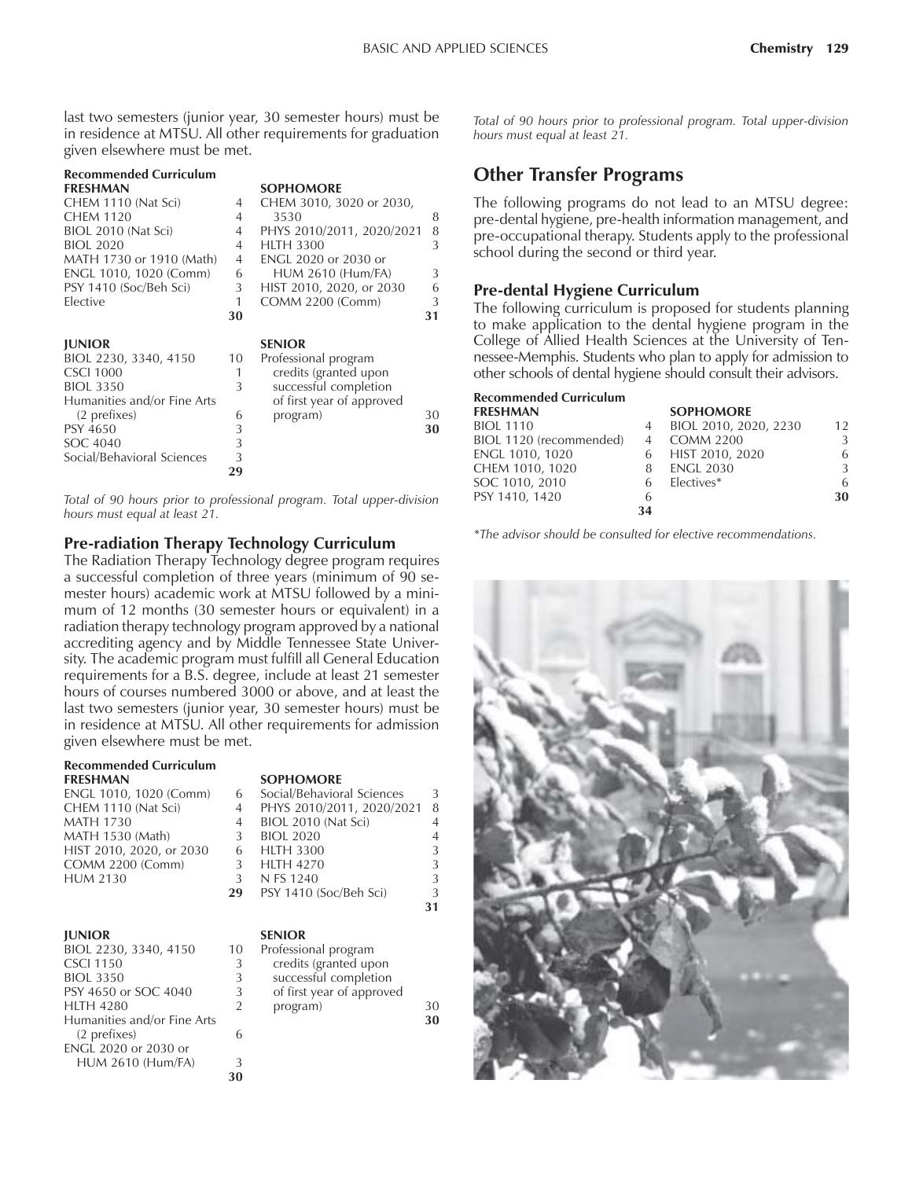last two semesters (junior year, 30 semester hours) must be in residence at MTSU. All other requirements for graduation given elsewhere must be met.

**Recommended Curriculum**

| FRESHMAN | | SOPHOMORE | |
|---|---|---|---|
| CHEM 1110 (Nat Sci) | 4 | CHEM 3010, 3020 or 2030, 3530 | 8 |
| CHEM 1120 | 4 | PHYS 2010/2011, 2020/2021 | 8 |
| BIOL 2010 (Nat Sci) | 4 | HLTH 3300 | 3 |
| BIOL 2020 | 4 | ENGL 2020 or 2030 or HUM 2610 (Hum/FA) | 3 |
| MATH 1730 or 1910 (Math) | 4 | HIST 2010, 2020, or 2030 | 6 |
| ENGL 1010, 1020 (Comm) | 6 | COMM 2200 (Comm) | 3 |
| PSY 1410 (Soc/Beh Sci) | 3 | | |
| Elective | 1 | | |
| | **30** | | **31** |

| JUNIOR | | SENIOR | |
|---|---|---|---|
| BIOL 2230, 3340, 4150 | 10 | Professional program credits (granted upon successful completion of first year of approved program) | 30 |
| CSCI 1000 | 1 | | |
| BIOL 3350 | 3 | | |
| Humanities and/or Fine Arts (2 prefixes) | 6 | | |
| PSY 4650 | 3 | | |
| SOC 4040 | 3 | | |
| Social/Behavioral Sciences | 3 | | |
| | **29** | | **30** |

*Total of 90 hours prior to professional program. Total upper-division hours must equal at least 21.*

### Pre-radiation Therapy Technology Curriculum

The Radiation Therapy Technology degree program requires a successful completion of three years (minimum of 90 semester hours) academic work at MTSU followed by a minimum of 12 months (30 semester hours or equivalent) in a radiation therapy technology program approved by a national accrediting agency and by Middle Tennessee State University. The academic program must fulfill all General Education requirements for a B.S. degree, include at least 21 semester hours of courses numbered 3000 or above, and at least the last two semesters (junior year, 30 semester hours) must be in residence at MTSU. All other requirements for admission given elsewhere must be met.

**Recommended Curriculum**

| FRESHMAN | | SOPHOMORE | |
|---|---|---|---|
| ENGL 1010, 1020 (Comm) | 6 | Social/Behavioral Sciences | 3 |
| CHEM 1110 (Nat Sci) | 4 | PHYS 2010/2011, 2020/2021 | 8 |
| MATH 1730 | 4 | BIOL 2010 (Nat Sci) | 4 |
| MATH 1530 (Math) | 3 | BIOL 2020 | 4 |
| HIST 2010, 2020, or 2030 | 6 | HLTH 3300 | 3 |
| COMM 2200 (Comm) | 3 | HLTH 4270 | 3 |
| HUM 2130 | 3 | N FS 1240 | 3 |
| | **29** | PSY 1410 (Soc/Beh Sci) | 3 |
| | | | **31** |

| JUNIOR | | SENIOR | |
|---|---|---|---|
| BIOL 2230, 3340, 4150 | 10 | Professional program credits (granted upon successful completion of first year of approved program) | 30 |
| CSCI 1150 | 3 | | |
| BIOL 3350 | 3 | | |
| PSY 4650 or SOC 4040 | 3 | | |
| HLTH 4280 | 2 | | |
| Humanities and/or Fine Arts (2 prefixes) | 6 | | |
| ENGL 2020 or 2030 or HUM 2610 (Hum/FA) | 3 | | |
| | **30** | | **30** |

*Total of 90 hours prior to professional program. Total upper-division hours must equal at least 21.*

## Other Transfer Programs

The following programs do not lead to an MTSU degree: pre-dental hygiene, pre-health information management, and pre-occupational therapy. Students apply to the professional school during the second or third year.

### Pre-dental Hygiene Curriculum

The following curriculum is proposed for students planning to make application to the dental hygiene program in the College of Allied Health Sciences at the University of Tennessee-Memphis. Students who plan to apply for admission to other schools of dental hygiene should consult their advisors.

**Recommended Curriculum**

| FRESHMAN | | SOPHOMORE | |
|---|---|---|---|
| BIOL 1110 | 4 | BIOL 2010, 2020, 2230 | 12 |
| BIOL 1120 (recommended) | 4 | COMM 2200 | 3 |
| ENGL 1010, 1020 | 6 | HIST 2010, 2020 | 6 |
| CHEM 1010, 1020 | 8 | ENGL 2030 | 3 |
| SOC 1010, 2010 | 6 | Electives* | 6 |
| PSY 1410, 1420 | 6 | | **30** |
| | **34** | | |

*\*The advisor should be consulted for elective recommendations.*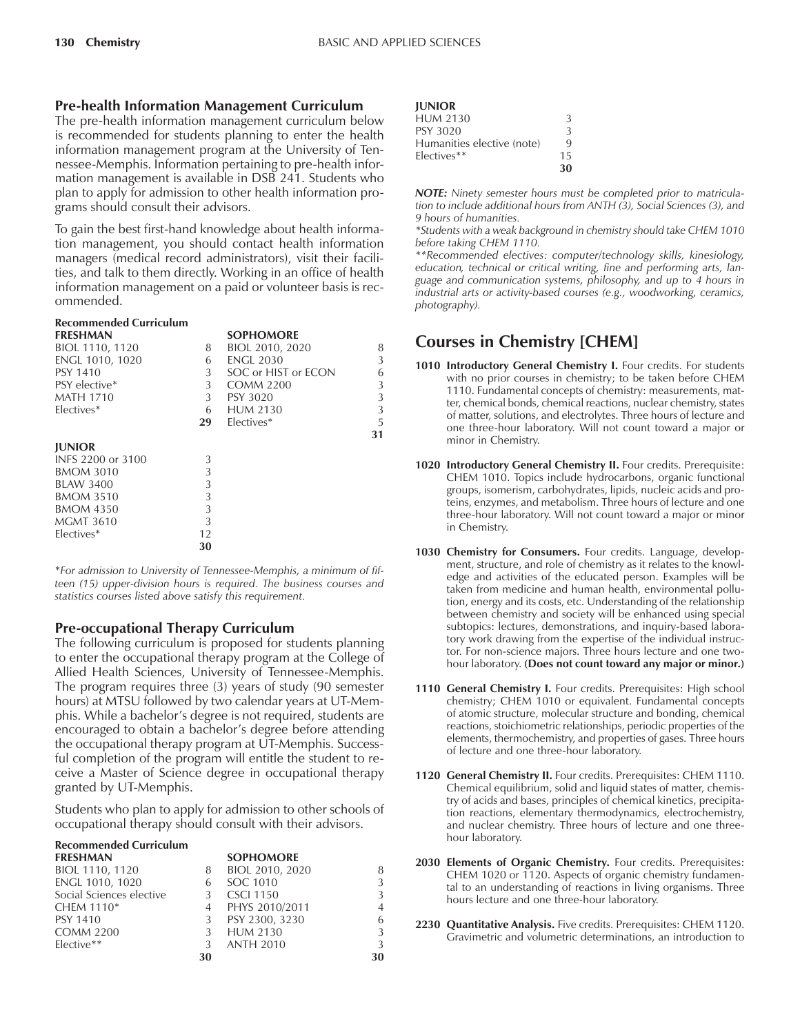## Pre-health Information Management Curriculum

The pre-health information management curriculum below is recommended for students planning to enter the health information management program at the University of Tennessee-Memphis. Information pertaining to pre-health information management is available in DSB 241. Students who plan to apply for admission to other health information programs should consult their advisors.

To gain the best first-hand knowledge about health information management, you should contact health information managers (medical record administrators), visit their facilities, and talk to them directly. Working in an office of health information management on a paid or volunteer basis is recommended.

**Recommended Curriculum**

| FRESHMAN | | SOPHOMORE | |
|---|---|---|---|
| BIOL 1110, 1120 | 8 | BIOL 2010, 2020 | 8 |
| ENGL 1010, 1020 | 6 | ENGL 2030 | 3 |
| PSY 1410 | 3 | SOC or HIST or ECON | 6 |
| PSY elective* | 3 | COMM 2200 | 3 |
| MATH 1710 | 3 | PSY 3020 | 3 |
| Electives* | 6 | HUM 2130 | 3 |
| | **29** | Electives* | 5 |
| | | | **31** |

| JUNIOR | |
|---|---|
| INFS 2200 or 3100 | 3 |
| BMOM 3010 | 3 |
| BLAW 3400 | 3 |
| BMOM 3510 | 3 |
| BMOM 4350 | 3 |
| MGMT 3610 | 3 |
| Electives* | 12 |
| | **30** |

*For admission to University of Tennessee-Memphis, a minimum of fifteen (15) upper-division hours is required. The business courses and statistics courses listed above satisfy this requirement.*

## Pre-occupational Therapy Curriculum

The following curriculum is proposed for students planning to enter the occupational therapy program at the College of Allied Health Sciences, University of Tennessee-Memphis. The program requires three (3) years of study (90 semester hours) at MTSU followed by two calendar years at UT-Memphis. While a bachelor's degree is not required, students are encouraged to obtain a bachelor's degree before attending the occupational therapy program at UT-Memphis. Successful completion of the program will entitle the student to receive a Master of Science degree in occupational therapy granted by UT-Memphis.

Students who plan to apply for admission to other schools of occupational therapy should consult with their advisors.

**Recommended Curriculum**

| FRESHMAN | | SOPHOMORE | |
|---|---|---|---|
| BIOL 1110, 1120 | 8 | BIOL 2010, 2020 | 8 |
| ENGL 1010, 1020 | 6 | SOC 1010 | 3 |
| Social Sciences elective | 3 | CSCI 1150 | 3 |
| CHEM 1110* | 4 | PHYS 2010/2011 | 4 |
| PSY 1410 | 3 | PSY 2300, 3230 | 6 |
| COMM 2200 | 3 | HUM 2130 | 3 |
| Elective** | 3 | ANTH 2010 | 3 |
| | **30** | | **30** |

| JUNIOR | |
|---|---|
| HUM 2130 | 3 |
| PSY 3020 | 3 |
| Humanities elective (note) | 9 |
| Electives** | 15 |
| | **30** |

***NOTE:*** *Ninety semester hours must be completed prior to matriculation to include additional hours from ANTH (3), Social Sciences (3), and 9 hours of humanities.*

**Students with a weak background in chemistry should take CHEM 1010 before taking CHEM 1110.*

***Recommended electives: computer/technology skills, kinesiology, education, technical or critical writing, fine and performing arts, language and communication systems, philosophy, and up to 4 hours in industrial arts or activity-based courses (e.g., woodworking, ceramics, photography).*

## Courses in Chemistry [CHEM]

**1010 Introductory General Chemistry I.** Four credits. For students with no prior courses in chemistry; to be taken before CHEM 1110. Fundamental concepts of chemistry: measurements, matter, chemical bonds, chemical reactions, nuclear chemistry, states of matter, solutions, and electrolytes. Three hours of lecture and one three-hour laboratory. Will not count toward a major or minor in Chemistry.

**1020 Introductory General Chemistry II.** Four credits. Prerequisite: CHEM 1010. Topics include hydrocarbons, organic functional groups, isomerism, carbohydrates, lipids, nucleic acids and proteins, enzymes, and metabolism. Three hours of lecture and one three-hour laboratory. Will not count toward a major or minor in Chemistry.

**1030 Chemistry for Consumers.** Four credits. Language, development, structure, and role of chemistry as it relates to the knowledge and activities of the educated person. Examples will be taken from medicine and human health, environmental pollution, energy and its costs, etc. Understanding of the relationship between chemistry and society will be enhanced using special subtopics: lectures, demonstrations, and inquiry-based laboratory work drawing from the expertise of the individual instructor. For non-science majors. Three hours lecture and one two-hour laboratory. **(Does not count toward any major or minor.)**

**1110 General Chemistry I.** Four credits. Prerequisites: High school chemistry; CHEM 1010 or equivalent. Fundamental concepts of atomic structure, molecular structure and bonding, chemical reactions, stoichiometric relationships, periodic properties of the elements, thermochemistry, and properties of gases. Three hours of lecture and one three-hour laboratory.

**1120 General Chemistry II.** Four credits. Prerequisites: CHEM 1110. Chemical equilibrium, solid and liquid states of matter, chemistry of acids and bases, principles of chemical kinetics, precipitation reactions, elementary thermodynamics, electrochemistry, and nuclear chemistry. Three hours of lecture and one three-hour laboratory.

**2030 Elements of Organic Chemistry.** Four credits. Prerequisites: CHEM 1020 or 1120. Aspects of organic chemistry fundamental to an understanding of reactions in living organisms. Three hours lecture and one three-hour laboratory.

**2230 Quantitative Analysis.** Five credits. Prerequisites: CHEM 1120. Gravimetric and volumetric determinations, an introduction to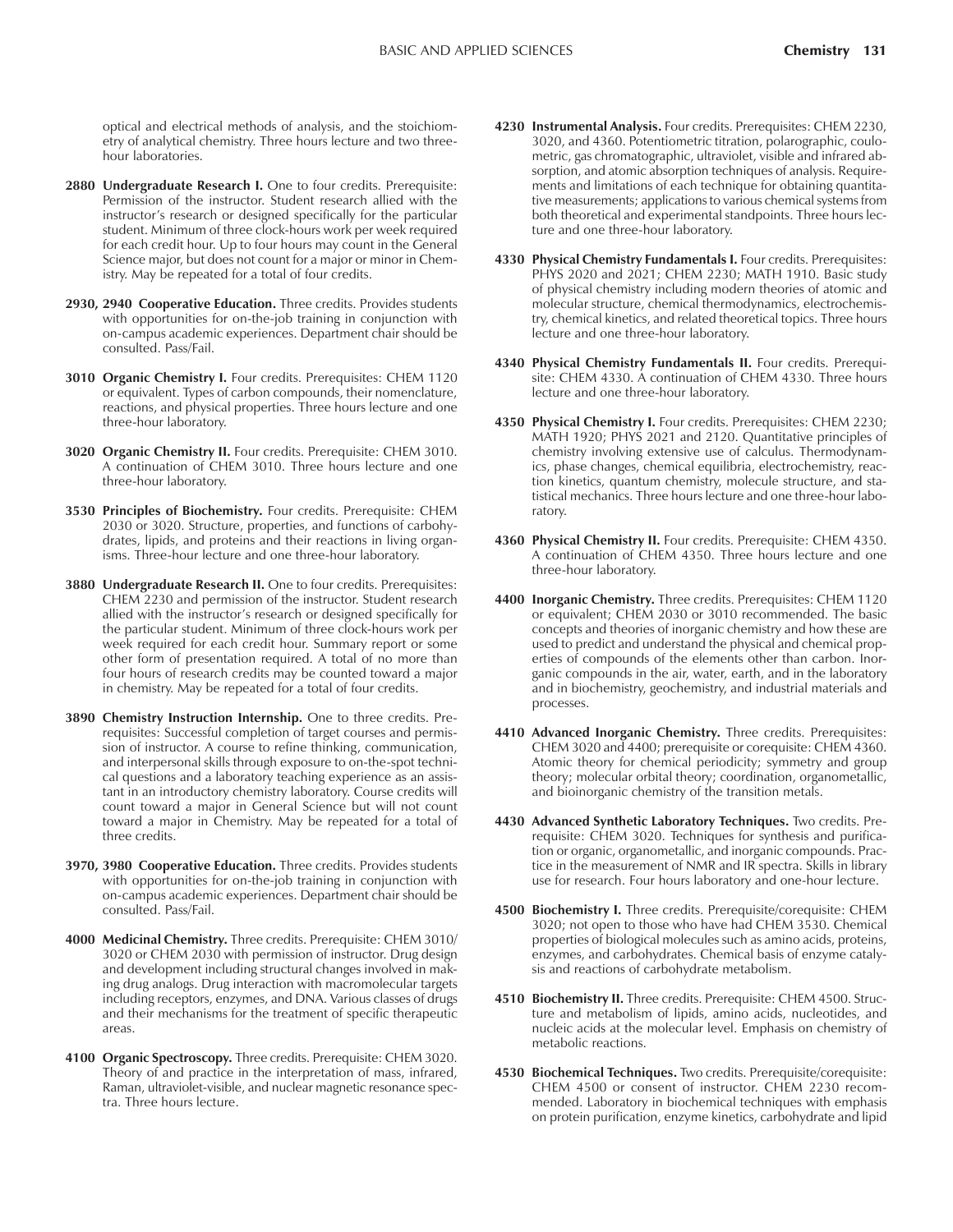optical and electrical methods of analysis, and the stoichiometry of analytical chemistry. Three hours lecture and two three-hour laboratories.

**2880 Undergraduate Research I.** One to four credits. Prerequisite: Permission of the instructor. Student research allied with the instructor's research or designed specifically for the particular student. Minimum of three clock-hours work per week required for each credit hour. Up to four hours may count in the General Science major, but does not count for a major or minor in Chemistry. May be repeated for a total of four credits.

**2930, 2940 Cooperative Education.** Three credits. Provides students with opportunities for on-the-job training in conjunction with on-campus academic experiences. Department chair should be consulted. Pass/Fail.

**3010 Organic Chemistry I.** Four credits. Prerequisites: CHEM 1120 or equivalent. Types of carbon compounds, their nomenclature, reactions, and physical properties. Three hours lecture and one three-hour laboratory.

**3020 Organic Chemistry II.** Four credits. Prerequisite: CHEM 3010. A continuation of CHEM 3010. Three hours lecture and one three-hour laboratory.

**3530 Principles of Biochemistry.** Four credits. Prerequisite: CHEM 2030 or 3020. Structure, properties, and functions of carbohydrates, lipids, and proteins and their reactions in living organisms. Three-hour lecture and one three-hour laboratory.

**3880 Undergraduate Research II.** One to four credits. Prerequisites: CHEM 2230 and permission of the instructor. Student research allied with the instructor's research or designed specifically for the particular student. Minimum of three clock-hours work per week required for each credit hour. Summary report or some other form of presentation required. A total of no more than four hours of research credits may be counted toward a major in chemistry. May be repeated for a total of four credits.

**3890 Chemistry Instruction Internship.** One to three credits. Prerequisites: Successful completion of target courses and permission of instructor. A course to refine thinking, communication, and interpersonal skills through exposure to on-the-spot technical questions and a laboratory teaching experience as an assistant in an introductory chemistry laboratory. Course credits will count toward a major in General Science but will not count toward a major in Chemistry. May be repeated for a total of three credits.

**3970, 3980 Cooperative Education.** Three credits. Provides students with opportunities for on-the-job training in conjunction with on-campus academic experiences. Department chair should be consulted. Pass/Fail.

**4000 Medicinal Chemistry.** Three credits. Prerequisite: CHEM 3010/3020 or CHEM 2030 with permission of instructor. Drug design and development including structural changes involved in making drug analogs. Drug interaction with macromolecular targets including receptors, enzymes, and DNA. Various classes of drugs and their mechanisms for the treatment of specific therapeutic areas.

**4100 Organic Spectroscopy.** Three credits. Prerequisite: CHEM 3020. Theory of and practice in the interpretation of mass, infrared, Raman, ultraviolet-visible, and nuclear magnetic resonance spectra. Three hours lecture.

**4230 Instrumental Analysis.** Four credits. Prerequisites: CHEM 2230, 3020, and 4360. Potentiometric titration, polarographic, coulometric, gas chromatographic, ultraviolet, visible and infrared absorption, and atomic absorption techniques of analysis. Requirements and limitations of each technique for obtaining quantitative measurements; applications to various chemical systems from both theoretical and experimental standpoints. Three hours lecture and one three-hour laboratory.

**4330 Physical Chemistry Fundamentals I.** Four credits. Prerequisites: PHYS 2020 and 2021; CHEM 2230; MATH 1910. Basic study of physical chemistry including modern theories of atomic and molecular structure, chemical thermodynamics, electrochemistry, chemical kinetics, and related theoretical topics. Three hours lecture and one three-hour laboratory.

**4340 Physical Chemistry Fundamentals II.** Four credits. Prerequisite: CHEM 4330. A continuation of CHEM 4330. Three hours lecture and one three-hour laboratory.

**4350 Physical Chemistry I.** Four credits. Prerequisites: CHEM 2230; MATH 1920; PHYS 2021 and 2120. Quantitative principles of chemistry involving extensive use of calculus. Thermodynamics, phase changes, chemical equilibria, electrochemistry, reaction kinetics, quantum chemistry, molecule structure, and statistical mechanics. Three hours lecture and one three-hour laboratory.

**4360 Physical Chemistry II.** Four credits. Prerequisite: CHEM 4350. A continuation of CHEM 4350. Three hours lecture and one three-hour laboratory.

**4400 Inorganic Chemistry.** Three credits. Prerequisites: CHEM 1120 or equivalent; CHEM 2030 or 3010 recommended. The basic concepts and theories of inorganic chemistry and how these are used to predict and understand the physical and chemical properties of compounds of the elements other than carbon. Inorganic compounds in the air, water, earth, and in the laboratory and in biochemistry, geochemistry, and industrial materials and processes.

**4410 Advanced Inorganic Chemistry.** Three credits. Prerequisites: CHEM 3020 and 4400; prerequisite or corequisite: CHEM 4360. Atomic theory for chemical periodicity; symmetry and group theory; molecular orbital theory; coordination, organometallic, and bioinorganic chemistry of the transition metals.

**4430 Advanced Synthetic Laboratory Techniques.** Two credits. Prerequisite: CHEM 3020. Techniques for synthesis and purification or organic, organometallic, and inorganic compounds. Practice in the measurement of NMR and IR spectra. Skills in library use for research. Four hours laboratory and one-hour lecture.

**4500 Biochemistry I.** Three credits. Prerequisite/corequisite: CHEM 3020; not open to those who have had CHEM 3530. Chemical properties of biological molecules such as amino acids, proteins, enzymes, and carbohydrates. Chemical basis of enzyme catalysis and reactions of carbohydrate metabolism.

**4510 Biochemistry II.** Three credits. Prerequisite: CHEM 4500. Structure and metabolism of lipids, amino acids, nucleotides, and nucleic acids at the molecular level. Emphasis on chemistry of metabolic reactions.

**4530 Biochemical Techniques.** Two credits. Prerequisite/corequisite: CHEM 4500 or consent of instructor. CHEM 2230 recommended. Laboratory in biochemical techniques with emphasis on protein purification, enzyme kinetics, carbohydrate and lipid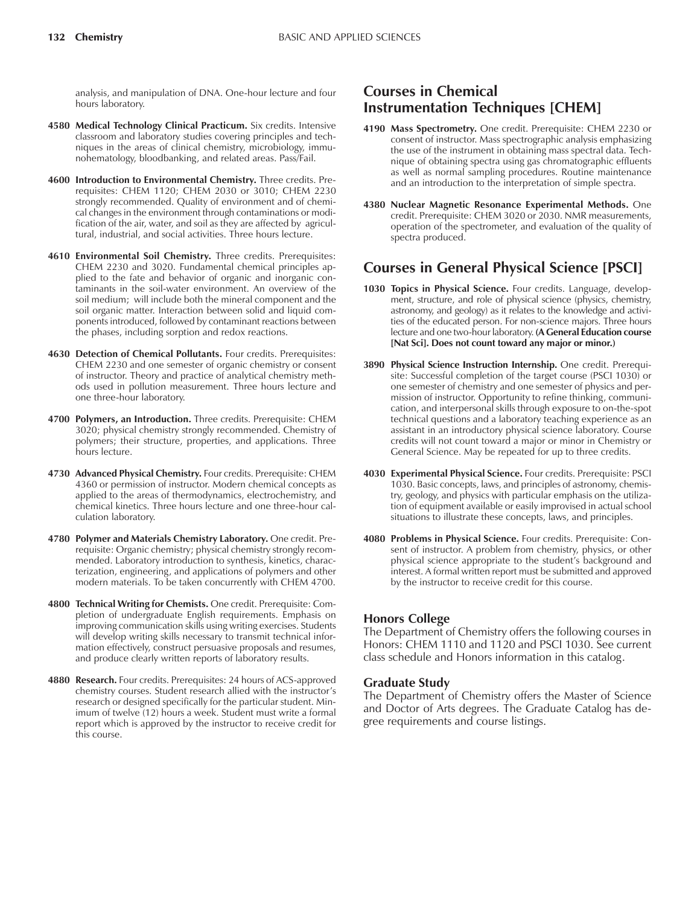analysis, and manipulation of DNA. One-hour lecture and four hours laboratory.

**4580 Medical Technology Clinical Practicum.** Six credits. Intensive classroom and laboratory studies covering principles and techniques in the areas of clinical chemistry, microbiology, immunohematology, bloodbanking, and related areas. Pass/Fail.

**4600 Introduction to Environmental Chemistry.** Three credits. Prerequisites: CHEM 1120; CHEM 2030 or 3010; CHEM 2230 strongly recommended. Quality of environment and of chemical changes in the environment through contaminations or modification of the air, water, and soil as they are affected by agricultural, industrial, and social activities. Three hours lecture.

**4610 Environmental Soil Chemistry.** Three credits. Prerequisites: CHEM 2230 and 3020. Fundamental chemical principles applied to the fate and behavior of organic and inorganic contaminants in the soil-water environment. An overview of the soil medium; will include both the mineral component and the soil organic matter. Interaction between solid and liquid components introduced, followed by contaminant reactions between the phases, including sorption and redox reactions.

**4630 Detection of Chemical Pollutants.** Four credits. Prerequisites: CHEM 2230 and one semester of organic chemistry or consent of instructor. Theory and practice of analytical chemistry methods used in pollution measurement. Three hours lecture and one three-hour laboratory.

**4700 Polymers, an Introduction.** Three credits. Prerequisite: CHEM 3020; physical chemistry strongly recommended. Chemistry of polymers; their structure, properties, and applications. Three hours lecture.

**4730 Advanced Physical Chemistry.** Four credits. Prerequisite: CHEM 4360 or permission of instructor. Modern chemical concepts as applied to the areas of thermodynamics, electrochemistry, and chemical kinetics. Three hours lecture and one three-hour calculation laboratory.

**4780 Polymer and Materials Chemistry Laboratory.** One credit. Prerequisite: Organic chemistry; physical chemistry strongly recommended. Laboratory introduction to synthesis, kinetics, characterization, engineering, and applications of polymers and other modern materials. To be taken concurrently with CHEM 4700.

**4800 Technical Writing for Chemists.** One credit. Prerequisite: Completion of undergraduate English requirements. Emphasis on improving communication skills using writing exercises. Students will develop writing skills necessary to transmit technical information effectively, construct persuasive proposals and resumes, and produce clearly written reports of laboratory results.

**4880 Research.** Four credits. Prerequisites: 24 hours of ACS-approved chemistry courses. Student research allied with the instructor's research or designed specifically for the particular student. Minimum of twelve (12) hours a week. Student must write a formal report which is approved by the instructor to receive credit for this course.

## Courses in Chemical Instrumentation Techniques [CHEM]

**4190 Mass Spectrometry.** One credit. Prerequisite: CHEM 2230 or consent of instructor. Mass spectrographic analysis emphasizing the use of the instrument in obtaining mass spectral data. Technique of obtaining spectra using gas chromatographic effluents as well as normal sampling procedures. Routine maintenance and an introduction to the interpretation of simple spectra.

**4380 Nuclear Magnetic Resonance Experimental Methods.** One credit. Prerequisite: CHEM 3020 or 2030. NMR measurements, operation of the spectrometer, and evaluation of the quality of spectra produced.

## Courses in General Physical Science [PSCI]

**1030 Topics in Physical Science.** Four credits. Language, development, structure, and role of physical science (physics, chemistry, astronomy, and geology) as it relates to the knowledge and activities of the educated person. For non-science majors. Three hours lecture and one two-hour laboratory. **(A General Education course [Nat Sci]. Does not count toward any major or minor.)**

**3890 Physical Science Instruction Internship.** One credit. Prerequisite: Successful completion of the target course (PSCI 1030) or one semester of chemistry and one semester of physics and permission of instructor. Opportunity to refine thinking, communication, and interpersonal skills through exposure to on-the-spot technical questions and a laboratory teaching experience as an assistant in an introductory physical science laboratory. Course credits will not count toward a major or minor in Chemistry or General Science. May be repeated for up to three credits.

**4030 Experimental Physical Science.** Four credits. Prerequisite: PSCI 1030. Basic concepts, laws, and principles of astronomy, chemistry, geology, and physics with particular emphasis on the utilization of equipment available or easily improvised in actual school situations to illustrate these concepts, laws, and principles.

**4080 Problems in Physical Science.** Four credits. Prerequisite: Consent of instructor. A problem from chemistry, physics, or other physical science appropriate to the student's background and interest. A formal written report must be submitted and approved by the instructor to receive credit for this course.

### Honors College

The Department of Chemistry offers the following courses in Honors: CHEM 1110 and 1120 and PSCI 1030. See current class schedule and Honors information in this catalog.

### Graduate Study

The Department of Chemistry offers the Master of Science and Doctor of Arts degrees. The Graduate Catalog has degree requirements and course listings.